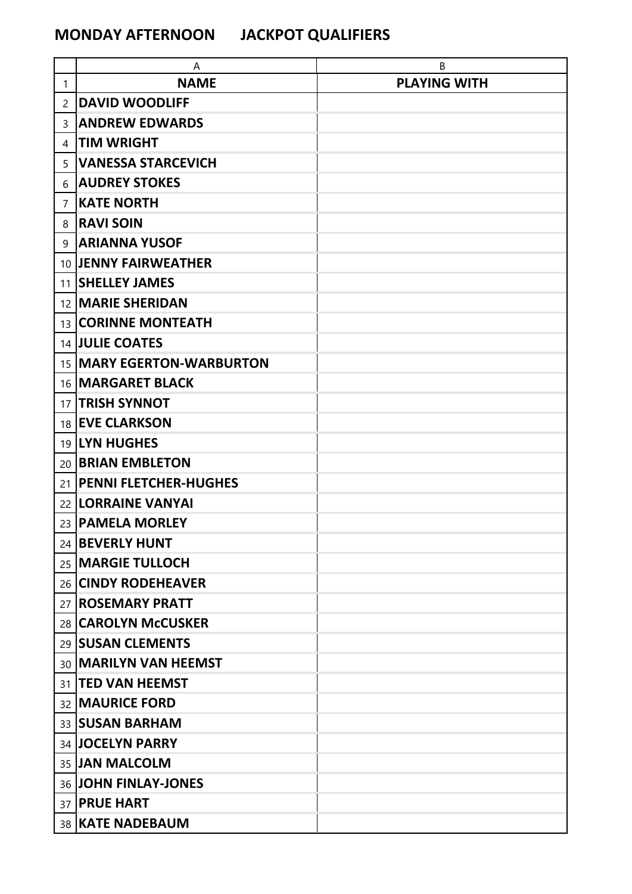**MONDAY AFTERNOON JACKPOT QUALIFIERS**

| | A | B |
|---|---|---|
| 1 | **NAME** | **PLAYING WITH** |
| 2 | **DAVID WOODLIFF** | |
| 3 | **ANDREW EDWARDS** | |
| 4 | **TIM WRIGHT** | |
| 5 | **VANESSA STARCEVICH** | |
| 6 | **AUDREY STOKES** | |
| 7 | **KATE NORTH** | |
| 8 | **RAVI SOIN** | |
| 9 | **ARIANNA YUSOF** | |
| 10 | **JENNY FAIRWEATHER** | |
| 11 | **SHELLEY JAMES** | |
| 12 | **MARIE SHERIDAN** | |
| 13 | **CORINNE MONTEATH** | |
| 14 | **JULIE COATES** | |
| 15 | **MARY EGERTON-WARBURTON** | |
| 16 | **MARGARET BLACK** | |
| 17 | **TRISH SYNNOT** | |
| 18 | **EVE CLARKSON** | |
| 19 | **LYN HUGHES** | |
| 20 | **BRIAN EMBLETON** | |
| 21 | **PENNI FLETCHER-HUGHES** | |
| 22 | **LORRAINE VANYAI** | |
| 23 | **PAMELA MORLEY** | |
| 24 | **BEVERLY HUNT** | |
| 25 | **MARGIE TULLOCH** | |
| 26 | **CINDY RODEHEAVER** | |
| 27 | **ROSEMARY PRATT** | |
| 28 | **CAROLYN McCUSKER** | |
| 29 | **SUSAN CLEMENTS** | |
| 30 | **MARILYN VAN HEEMST** | |
| 31 | **TED VAN HEEMST** | |
| 32 | **MAURICE FORD** | |
| 33 | **SUSAN BARHAM** | |
| 34 | **JOCELYN PARRY** | |
| 35 | **JAN MALCOLM** | |
| 36 | **JOHN FINLAY-JONES** | |
| 37 | **PRUE HART** | |
| 38 | **KATE NADEBAUM** | |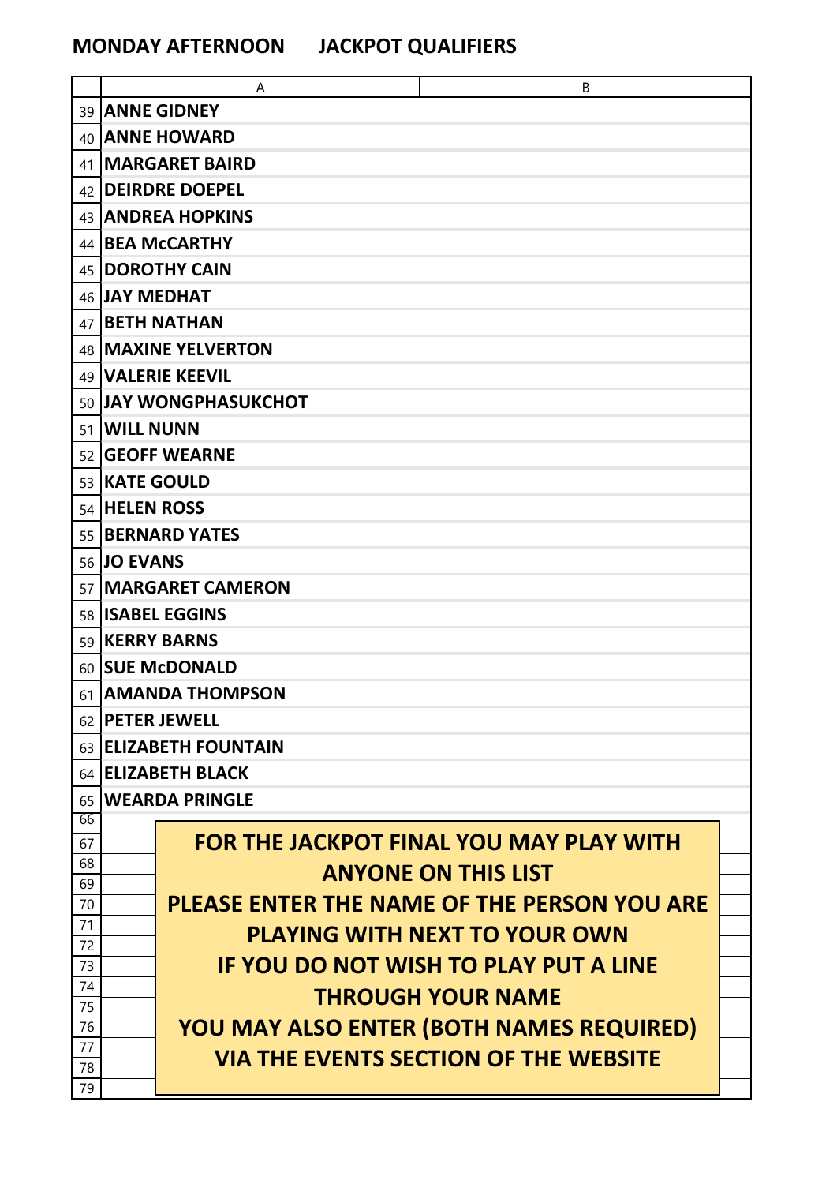**MONDAY AFTERNOON JACKPOT QUALIFIERS**

| | A | B |
|---|---|---|
| 39 | **ANNE GIDNEY** | |
| 40 | **ANNE HOWARD** | |
| 41 | **MARGARET BAIRD** | |
| 42 | **DEIRDRE DOEPEL** | |
| 43 | **ANDREA HOPKINS** | |
| 44 | **BEA McCARTHY** | |
| 45 | **DOROTHY CAIN** | |
| 46 | **JAY MEDHAT** | |
| 47 | **BETH NATHAN** | |
| 48 | **MAXINE YELVERTON** | |
| 49 | **VALERIE KEEVIL** | |
| 50 | **JAY WONGPHASUKCHOT** | |
| 51 | **WILL NUNN** | |
| 52 | **GEOFF WEARNE** | |
| 53 | **KATE GOULD** | |
| 54 | **HELEN ROSS** | |
| 55 | **BERNARD YATES** | |
| 56 | **JO EVANS** | |
| 57 | **MARGARET CAMERON** | |
| 58 | **ISABEL EGGINS** | |
| 59 | **KERRY BARNS** | |
| 60 | **SUE McDONALD** | |
| 61 | **AMANDA THOMPSON** | |
| 62 | **PETER JEWELL** | |
| 63 | **ELIZABETH FOUNTAIN** | |
| 64 | **ELIZABETH BLACK** | |
| 65 | **WEARDA PRINGLE** | |

**FOR THE JACKPOT FINAL YOU MAY PLAY WITH ANYONE ON THIS LIST**

**PLEASE ENTER THE NAME OF THE PERSON YOU ARE PLAYING WITH NEXT TO YOUR OWN**

**IF YOU DO NOT WISH TO PLAY PUT A LINE THROUGH YOUR NAME**

**YOU MAY ALSO ENTER (BOTH NAMES REQUIRED) VIA THE EVENTS SECTION OF THE WEBSITE**